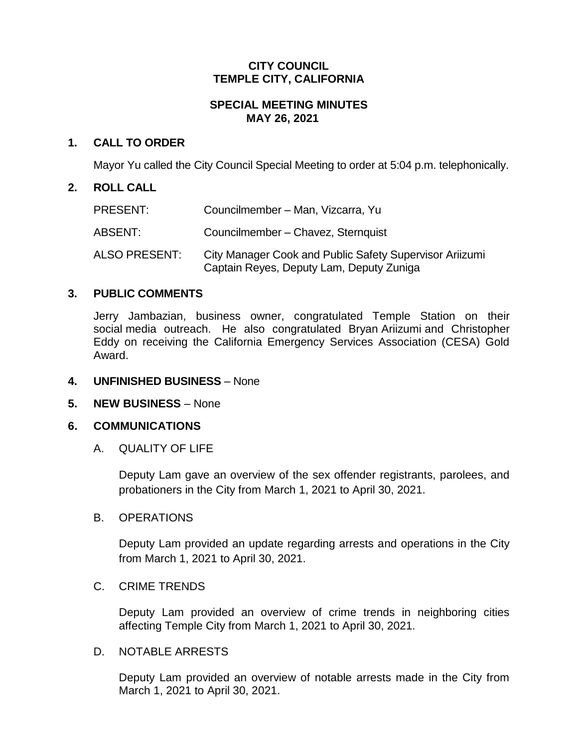**CITY COUNCIL**
**TEMPLE CITY, CALIFORNIA**

**SPECIAL MEETING MINUTES**
**MAY 26, 2021**

## 1. CALL TO ORDER

Mayor Yu called the City Council Special Meeting to order at 5:04 p.m. telephonically.

## 2. ROLL CALL

PRESENT: Councilmember – Man, Vizcarra, Yu

ABSENT: Councilmember – Chavez, Sternquist

ALSO PRESENT: City Manager Cook and Public Safety Supervisor Ariizumi Captain Reyes, Deputy Lam, Deputy Zuniga

## 3. PUBLIC COMMENTS

Jerry Jambazian, business owner, congratulated Temple Station on their social media outreach. He also congratulated Bryan Ariizumi and Christopher Eddy on receiving the California Emergency Services Association (CESA) Gold Award.

## 4. UNFINISHED BUSINESS – None

## 5. NEW BUSINESS – None

## 6. COMMUNICATIONS

A. QUALITY OF LIFE

Deputy Lam gave an overview of the sex offender registrants, parolees, and probationers in the City from March 1, 2021 to April 30, 2021.

B. OPERATIONS

Deputy Lam provided an update regarding arrests and operations in the City from March 1, 2021 to April 30, 2021.

C. CRIME TRENDS

Deputy Lam provided an overview of crime trends in neighboring cities affecting Temple City from March 1, 2021 to April 30, 2021.

D. NOTABLE ARRESTS

Deputy Lam provided an overview of notable arrests made in the City from March 1, 2021 to April 30, 2021.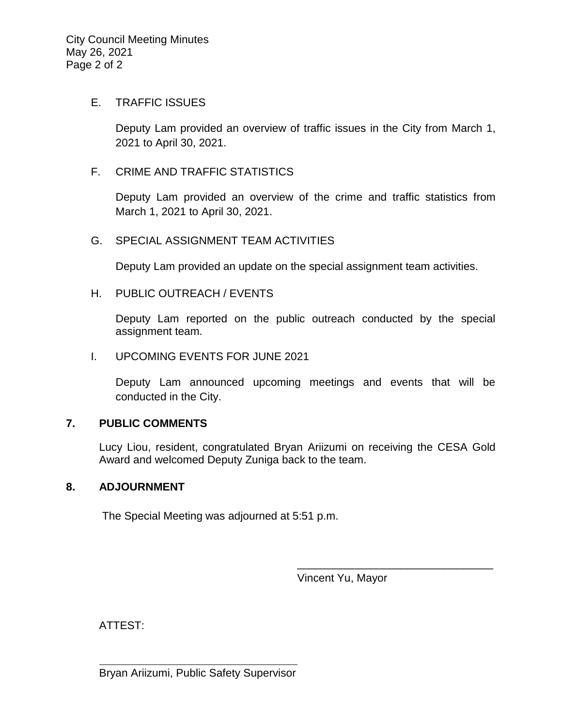E. TRAFFIC ISSUES

Deputy Lam provided an overview of traffic issues in the City from March 1, 2021 to April 30, 2021.

F. CRIME AND TRAFFIC STATISTICS

Deputy Lam provided an overview of the crime and traffic statistics from March 1, 2021 to April 30, 2021.

G. SPECIAL ASSIGNMENT TEAM ACTIVITIES

Deputy Lam provided an update on the special assignment team activities.

H. PUBLIC OUTREACH / EVENTS

Deputy Lam reported on the public outreach conducted by the special assignment team.

I. UPCOMING EVENTS FOR JUNE 2021

Deputy Lam announced upcoming meetings and events that will be conducted in the City.

## 7. PUBLIC COMMENTS

Lucy Liou, resident, congratulated Bryan Ariizumi on receiving the CESA Gold Award and welcomed Deputy Zuniga back to the team.

## 8. ADJOURNMENT

The Special Meeting was adjourned at 5:51 p.m.

\_\_\_\_\_\_\_\_\_\_\_\_\_\_\_\_\_\_\_\_\_\_\_\_\_\_\_\_\_\_\_\_

Vincent Yu, Mayor

ATTEST:

\_\_\_\_\_\_\_\_\_\_\_\_\_\_\_\_\_\_\_\_\_\_\_\_\_\_\_\_\_\_\_\_

Bryan Ariizumi, Public Safety Supervisor